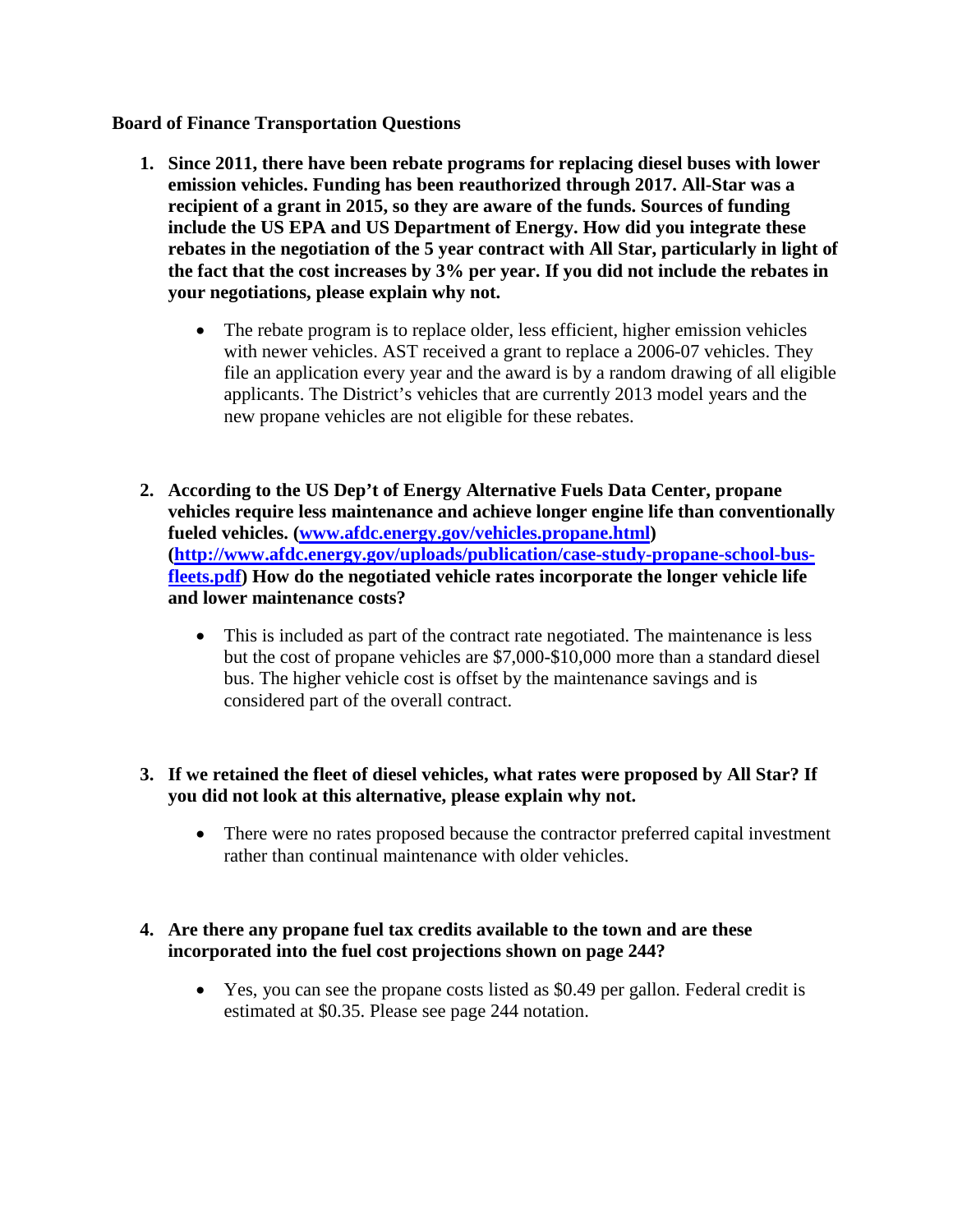**Board of Finance Transportation Questions**

1. **Since 2011, there have been rebate programs for replacing diesel buses with lower emission vehicles. Funding has been reauthorized through 2017. All-Star was a recipient of a grant in 2015, so they are aware of the funds. Sources of funding include the US EPA and US Department of Energy. How did you integrate these rebates in the negotiation of the 5 year contract with All Star, particularly in light of the fact that the cost increases by 3% per year. If you did not include the rebates in your negotiations, please explain why not.**

   - The rebate program is to replace older, less efficient, higher emission vehicles with newer vehicles. AST received a grant to replace a 2006-07 vehicles. They file an application every year and the award is by a random drawing of all eligible applicants. The District's vehicles that are currently 2013 model years and the new propane vehicles are not eligible for these rebates.

2. **According to the US Dep't of Energy Alternative Fuels Data Center, propane vehicles require less maintenance and achieve longer engine life than conventionally fueled vehicles. ([www.afdc.energy.gov/vehicles.propane.html](www.afdc.energy.gov/vehicles.propane.html)) ([http://www.afdc.energy.gov/uploads/publication/case-study-propane-school-bus-fleets.pdf](http://www.afdc.energy.gov/uploads/publication/case-study-propane-school-bus-fleets.pdf)) How do the negotiated vehicle rates incorporate the longer vehicle life and lower maintenance costs?**

   - This is included as part of the contract rate negotiated. The maintenance is less but the cost of propane vehicles are $7,000-$10,000 more than a standard diesel bus. The higher vehicle cost is offset by the maintenance savings and is considered part of the overall contract.

3. **If we retained the fleet of diesel vehicles, what rates were proposed by All Star? If you did not look at this alternative, please explain why not.**

   - There were no rates proposed because the contractor preferred capital investment rather than continual maintenance with older vehicles.

4. **Are there any propane fuel tax credits available to the town and are these incorporated into the fuel cost projections shown on page 244?**

   - Yes, you can see the propane costs listed as $0.49 per gallon. Federal credit is estimated at $0.35. Please see page 244 notation.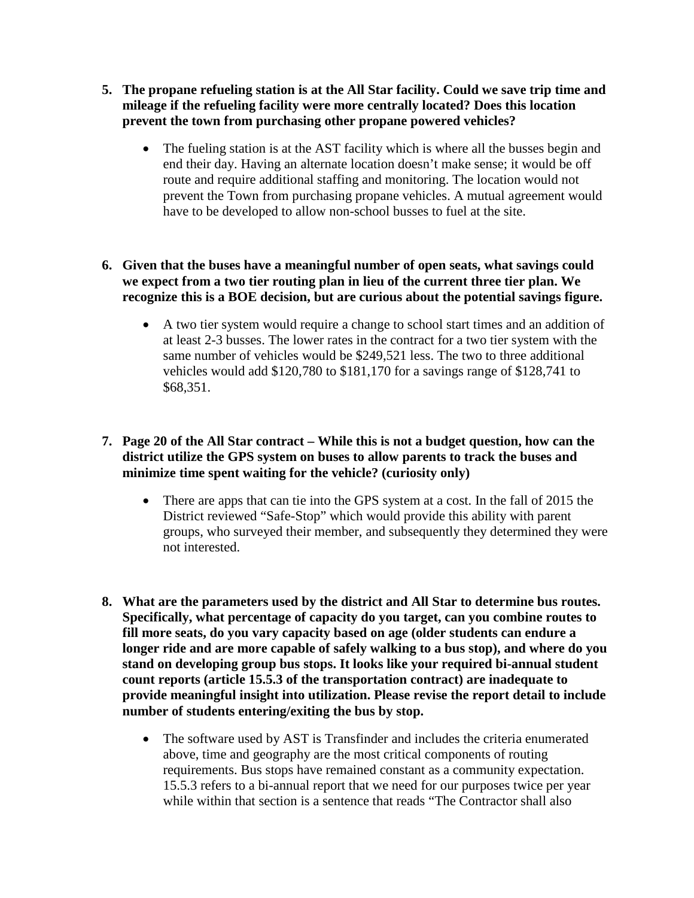5. **The propane refueling station is at the All Star facility. Could we save trip time and mileage if the refueling facility were more centrally located? Does this location prevent the town from purchasing other propane powered vehicles?**

    - The fueling station is at the AST facility which is where all the busses begin and end their day. Having an alternate location doesn't make sense; it would be off route and require additional staffing and monitoring. The location would not prevent the Town from purchasing propane vehicles. A mutual agreement would have to be developed to allow non-school busses to fuel at the site.

6. **Given that the buses have a meaningful number of open seats, what savings could we expect from a two tier routing plan in lieu of the current three tier plan. We recognize this is a BOE decision, but are curious about the potential savings figure.**

    - A two tier system would require a change to school start times and an addition of at least 2-3 busses. The lower rates in the contract for a two tier system with the same number of vehicles would be $249,521 less. The two to three additional vehicles would add $120,780 to $181,170 for a savings range of $128,741 to $68,351.

7. **Page 20 of the All Star contract – While this is not a budget question, how can the district utilize the GPS system on buses to allow parents to track the buses and minimize time spent waiting for the vehicle? (curiosity only)**

    - There are apps that can tie into the GPS system at a cost. In the fall of 2015 the District reviewed "Safe-Stop" which would provide this ability with parent groups, who surveyed their member, and subsequently they determined they were not interested.

8. **What are the parameters used by the district and All Star to determine bus routes. Specifically, what percentage of capacity do you target, can you combine routes to fill more seats, do you vary capacity based on age (older students can endure a longer ride and are more capable of safely walking to a bus stop), and where do you stand on developing group bus stops. It looks like your required bi-annual student count reports (article 15.5.3 of the transportation contract) are inadequate to provide meaningful insight into utilization. Please revise the report detail to include number of students entering/exiting the bus by stop.**

    - The software used by AST is Transfinder and includes the criteria enumerated above, time and geography are the most critical components of routing requirements. Bus stops have remained constant as a community expectation. 15.5.3 refers to a bi-annual report that we need for our purposes twice per year while within that section is a sentence that reads "The Contractor shall also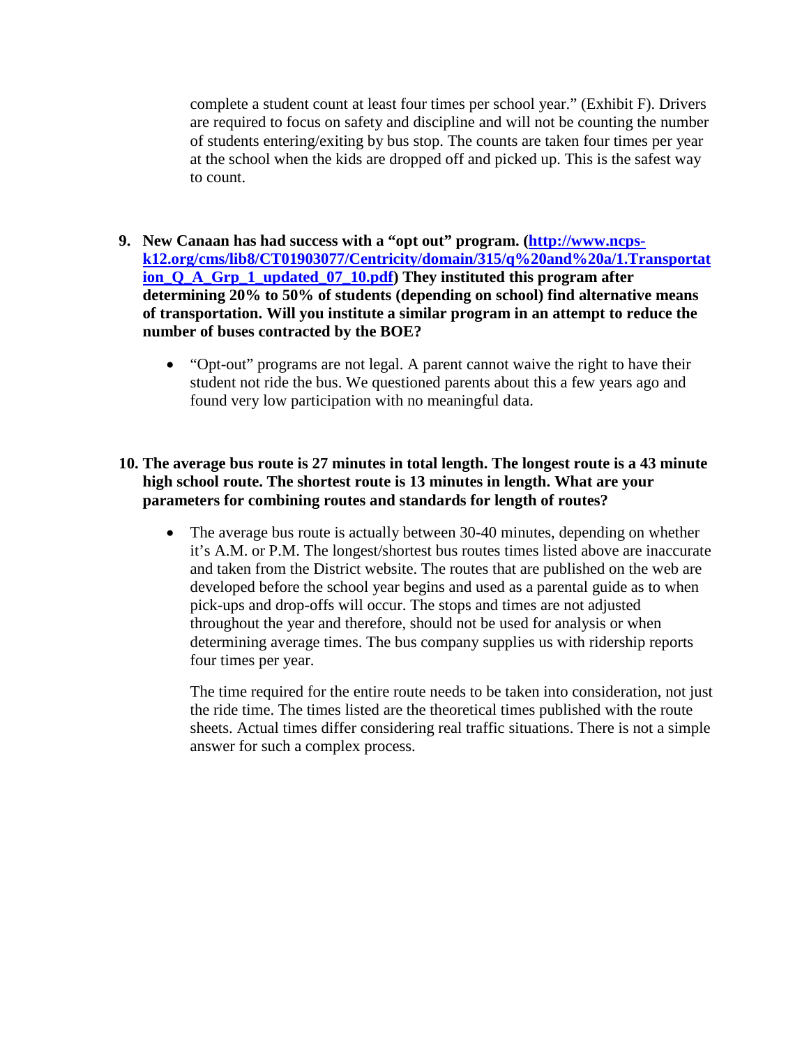complete a student count at least four times per school year." (Exhibit F). Drivers are required to focus on safety and discipline and will not be counting the number of students entering/exiting by bus stop. The counts are taken four times per year at the school when the kids are dropped off and picked up. This is the safest way to count.

9. **New Canaan has had success with a "opt out" program. ([http://www.ncps-k12.org/cms/lib8/CT01903077/Centricity/domain/315/q%20and%20a/1.Transportation_Q_A_Grp_1_updated_07_10.pdf](http://www.ncps-k12.org/cms/lib8/CT01903077/Centricity/domain/315/q%20and%20a/1.Transportation_Q_A_Grp_1_updated_07_10.pdf)) They instituted this program after determining 20% to 50% of students (depending on school) find alternative means of transportation. Will you institute a similar program in an attempt to reduce the number of buses contracted by the BOE?**

    - "Opt-out" programs are not legal. A parent cannot waive the right to have their student not ride the bus. We questioned parents about this a few years ago and found very low participation with no meaningful data.

10. **The average bus route is 27 minutes in total length. The longest route is a 43 minute high school route. The shortest route is 13 minutes in length. What are your parameters for combining routes and standards for length of routes?**

    - The average bus route is actually between 30-40 minutes, depending on whether it's A.M. or P.M. The longest/shortest bus routes times listed above are inaccurate and taken from the District website. The routes that are published on the web are developed before the school year begins and used as a parental guide as to when pick-ups and drop-offs will occur. The stops and times are not adjusted throughout the year and therefore, should not be used for analysis or when determining average times. The bus company supplies us with ridership reports four times per year.

      The time required for the entire route needs to be taken into consideration, not just the ride time. The times listed are the theoretical times published with the route sheets. Actual times differ considering real traffic situations. There is not a simple answer for such a complex process.